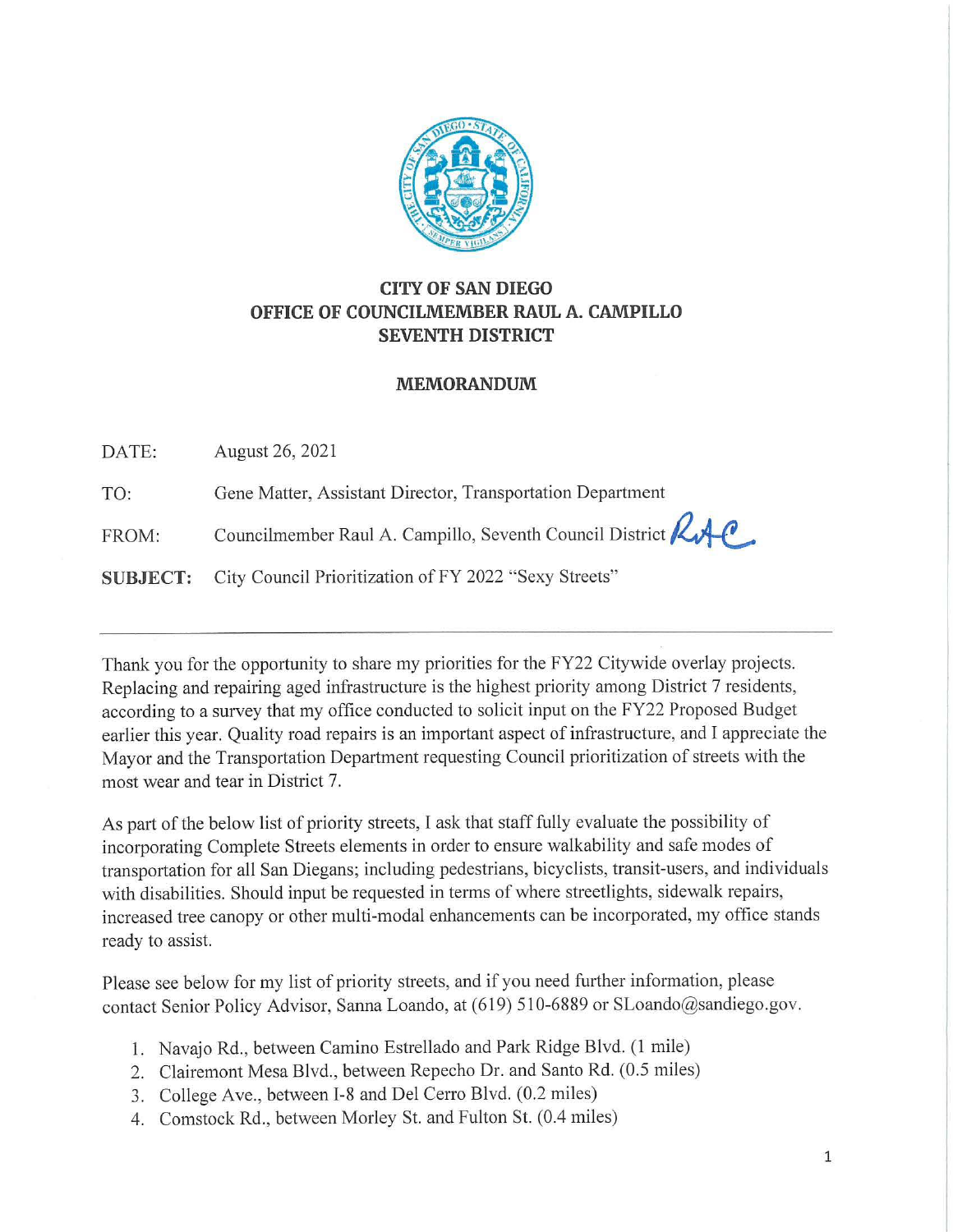**CITY OF SAN DIEGO**
**OFFICE OF COUNCILMEMBER RAUL A. CAMPILLO**
**SEVENTH DISTRICT**

**MEMORANDUM**

DATE: August 26, 2021

TO: Gene Matter, Assistant Director, Transportation Department

FROM: Councilmember Raul A. Campillo, Seventh Council District RAC

**SUBJECT:** City Council Prioritization of FY 2022 "Sexy Streets"

---

Thank you for the opportunity to share my priorities for the FY22 Citywide overlay projects. Replacing and repairing aged infrastructure is the highest priority among District 7 residents, according to a survey that my office conducted to solicit input on the FY22 Proposed Budget earlier this year. Quality road repairs is an important aspect of infrastructure, and I appreciate the Mayor and the Transportation Department requesting Council prioritization of streets with the most wear and tear in District 7.

As part of the below list of priority streets, I ask that staff fully evaluate the possibility of incorporating Complete Streets elements in order to ensure walkability and safe modes of transportation for all San Diegans; including pedestrians, bicyclists, transit-users, and individuals with disabilities. Should input be requested in terms of where streetlights, sidewalk repairs, increased tree canopy or other multi-modal enhancements can be incorporated, my office stands ready to assist.

Please see below for my list of priority streets, and if you need further information, please contact Senior Policy Advisor, Sanna Loando, at (619) 510-6889 or SLoando@sandiego.gov.

1. Navajo Rd., between Camino Estrellado and Park Ridge Blvd. (1 mile)
2. Clairemont Mesa Blvd., between Repecho Dr. and Santo Rd. (0.5 miles)
3. College Ave., between I-8 and Del Cerro Blvd. (0.2 miles)
4. Comstock Rd., between Morley St. and Fulton St. (0.4 miles)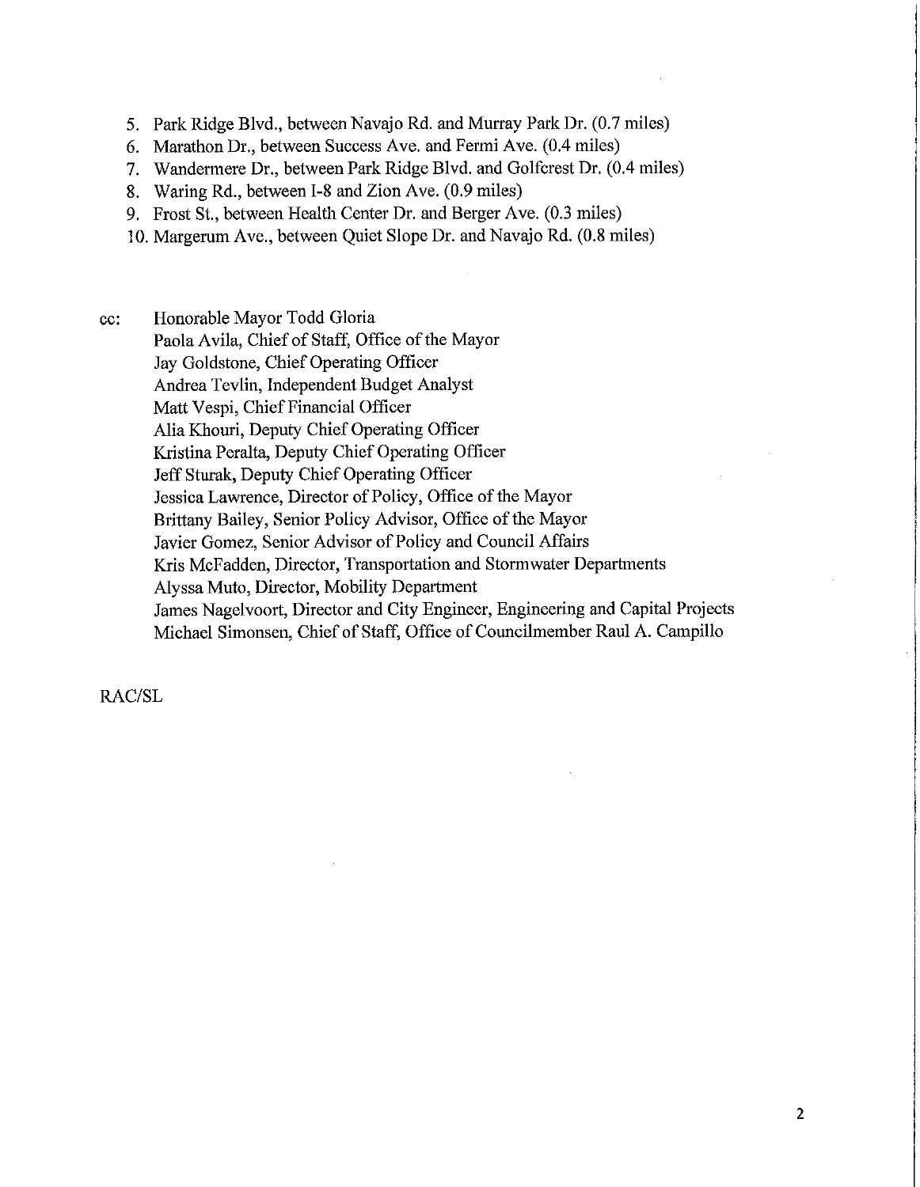5. Park Ridge Blvd., between Navajo Rd. and Murray Park Dr. (0.7 miles)
6. Marathon Dr., between Success Ave. and Fermi Ave. (0.4 miles)
7. Wandermere Dr., between Park Ridge Blvd. and Golfcrest Dr. (0.4 miles)
8. Waring Rd., between I-8 and Zion Ave. (0.9 miles)
9. Frost St., between Health Center Dr. and Berger Ave. (0.3 miles)
10. Margerum Ave., between Quiet Slope Dr. and Navajo Rd. (0.8 miles)

cc: Honorable Mayor Todd Gloria
Paola Avila, Chief of Staff, Office of the Mayor
Jay Goldstone, Chief Operating Officer
Andrea Tevlin, Independent Budget Analyst
Matt Vespi, Chief Financial Officer
Alia Khouri, Deputy Chief Operating Officer
Kristina Peralta, Deputy Chief Operating Officer
Jeff Sturak, Deputy Chief Operating Officer
Jessica Lawrence, Director of Policy, Office of the Mayor
Brittany Bailey, Senior Policy Advisor, Office of the Mayor
Javier Gomez, Senior Advisor of Policy and Council Affairs
Kris McFadden, Director, Transportation and Stormwater Departments
Alyssa Muto, Director, Mobility Department
James Nagelvoort, Director and City Engineer, Engineering and Capital Projects
Michael Simonsen, Chief of Staff, Office of Councilmember Raul A. Campillo

RAC/SL